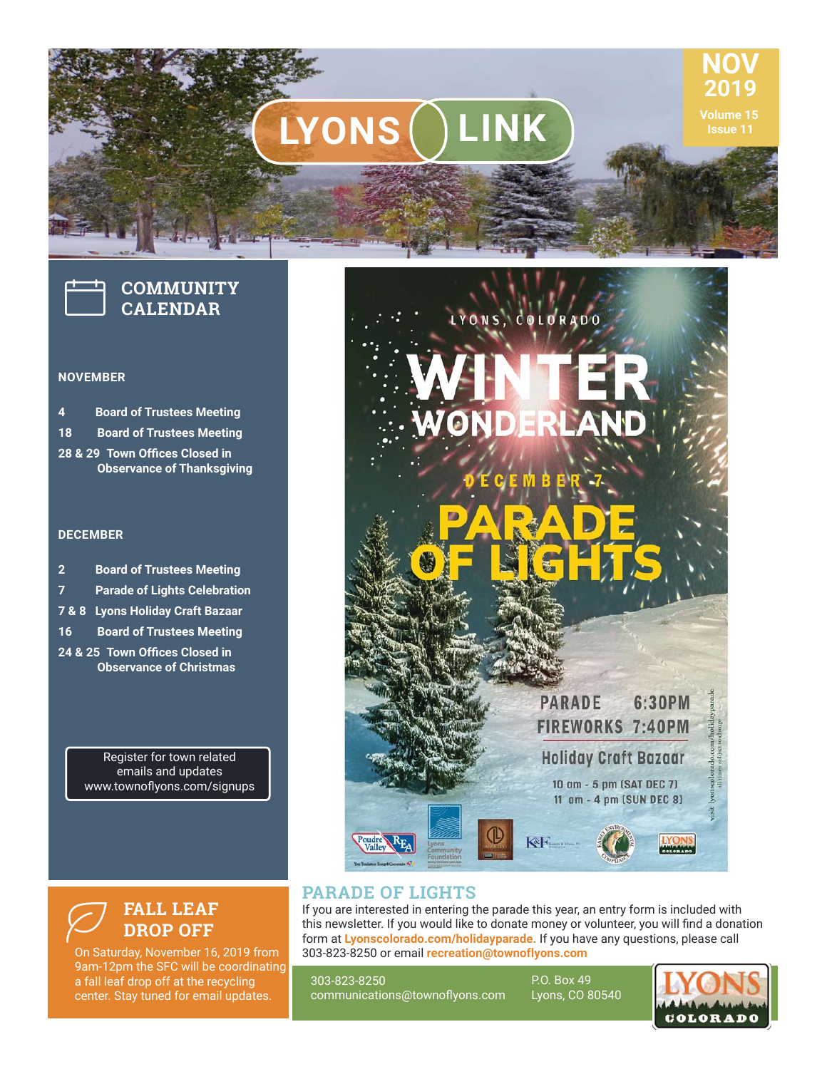# LYONS LINK

**NOV 2019**
Volume 15
Issue 11

## COMMUNITY CALENDAR

### NOVEMBER

- **4** Board of Trustees Meeting
- **18** Board of Trustees Meeting
- **28 & 29** Town Offices Closed in Observance of Thanksgiving

### DECEMBER

- **2** Board of Trustees Meeting
- **7** Parade of Lights Celebration
- **7 & 8** Lyons Holiday Craft Bazaar
- **16** Board of Trustees Meeting
- **24 & 25** Town Offices Closed in Observance of Christmas

Register for town related emails and updates
www.townoflyons.com/signups

LYONS, COLORADO

# WINTER WONDERLAND

DECEMBER 7

# PARADE OF LIGHTS

PARADE 6:30PM
FIREWORKS 7:40PM

Holiday Craft Bazaar
10 am - 5 pm (SAT DEC 7)
11 am - 4 pm (SUN DEC 8)

visit lyonscolorado.com/holidayparade
all times subject to change

## FALL LEAF DROP OFF

On Saturday, November 16, 2019 from 9am-12pm the SFC will be coordinating a fall leaf drop off at the recycling center. Stay tuned for email updates.

## PARADE OF LIGHTS

If you are interested in entering the parade this year, an entry form is included with this newsletter. If you would like to donate money or volunteer, you will find a donation form at **Lyonscolorado.com/holidayparade.** If you have any questions, please call 303-823-8250 or email **recreation@townoflyons.com**

303-823-8250
communications@townoflyons.com

P.O. Box 49
Lyons, CO 80540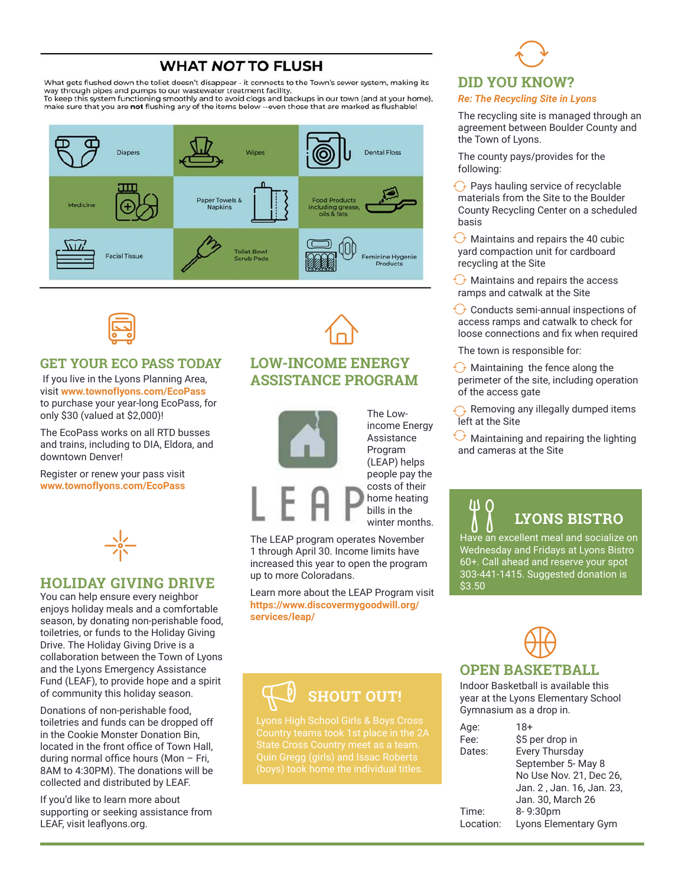## WHAT *NOT* TO FLUSH

What gets flushed down the toilet doesn't disappear - it connects to the Town's sewer system, making its way through pipes and pumps to our wastewater treatment facility.
To keep this system functioning smoothly and to avoid clogs and backups in our town (and at your home), make sure that you are **not** flushing any of the items below --even those that are marked as flushable!

| | | |
|---|---|---|
| Diapers | Wipes | Dental Floss |
| Medicine | Paper Towels & Napkins | Food Products including grease, oils & fats |
| Facial Tissue | Toilet Bowl Scrub Pads | Feminine Hygenie Products |

## GET YOUR ECO PASS TODAY

If you live in the Lyons Planning Area, visit **www.townoflyons.com/EcoPass** to purchase your year-long EcoPass, for only $30 (valued at $2,000)!

The EcoPass works on all RTD busses and trains, including to DIA, Eldora, and downtown Denver!

Register or renew your pass visit **www.townoflyons.com/EcoPass**

## HOLIDAY GIVING DRIVE

You can help ensure every neighbor enjoys holiday meals and a comfortable season, by donating non-perishable food, toiletries, or funds to the Holiday Giving Drive. The Holiday Giving Drive is a collaboration between the Town of Lyons and the Lyons Emergency Assistance Fund (LEAF), to provide hope and a spirit of community this holiday season.

Donations of non-perishable food, toiletries and funds can be dropped off in the Cookie Monster Donation Bin, located in the front office of Town Hall, during normal office hours (Mon – Fri, 8AM to 4:30PM). The donations will be collected and distributed by LEAF.

If you'd like to learn more about supporting or seeking assistance from LEAF, visit leaflyons.org.

## LOW-INCOME ENERGY ASSISTANCE PROGRAM

LEAP

The Low-income Energy Assistance Program (LEAP) helps people pay the costs of their home heating bills in the winter months.

The LEAP program operates November 1 through April 30. Income limits have increased this year to open the program up to more Coloradans.

Learn more about the LEAP Program visit **https://www.discovermygoodwill.org/services/leap/**

## SHOUT OUT!

Lyons High School Girls & Boys Cross Country teams took 1st place in the 2A State Cross Country meet as a team. Quin Gregg (girls) and Issac Roberts (boys) took home the individual titles.

## DID YOU KNOW?

*Re: The Recycling Site in Lyons*

The recycling site is managed through an agreement between Boulder County and the Town of Lyons.

The county pays/provides for the following:

- Pays hauling service of recyclable materials from the Site to the Boulder County Recycling Center on a scheduled basis
- Maintains and repairs the 40 cubic yard compaction unit for cardboard recycling at the Site
- Maintains and repairs the access ramps and catwalk at the Site
- Conducts semi-annual inspections of access ramps and catwalk to check for loose connections and fix when required

The town is responsible for:

- Maintaining the fence along the perimeter of the site, including operation of the access gate
- Removing any illegally dumped items left at the Site
- Maintaining and repairing the lighting and cameras at the Site

## LYONS BISTRO

Have an excellent meal and socialize on Wednesday and Fridays at Lyons Bistro 60+. Call ahead and reserve your spot 303-441-1415. Suggested donation is $3.50

## OPEN BASKETBALL

Indoor Basketball is available this year at the Lyons Elementary School Gymnasium as a drop in.

| | |
|---|---|
| Age: | 18+ |
| Fee: | $5 per drop in |
| Dates: | Every Thursday<br>September 5- May 8<br>No Use Nov. 21, Dec 26, Jan. 2 , Jan. 16, Jan. 23, Jan. 30, March 26 |
| Time: | 8- 9:30pm |
| Location: | Lyons Elementary Gym |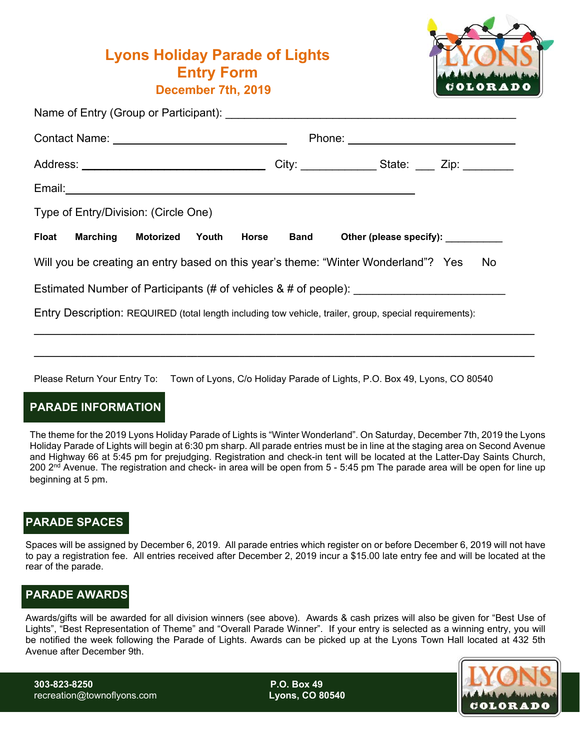# Lyons Holiday Parade of Lights
## Entry Form
### December 7th, 2019

Name of Entry (Group or Participant): ______________________________________________

Contact Name: ____________________________ Phone: ___________________________

Address: ______________________________ City: ____________ State: ___ Zip: ________

Email:__________________________________________________________

Type of Entry/Division: (Circle One)

**Float** **Marching** **Motorized** **Youth** **Horse** **Band** **Other (please specify):** __________

Will you be creating an entry based on this year's theme: "Winter Wonderland"? Yes No

Estimated Number of Participants (# of vehicles & # of people): ________________________

Entry Description: REQUIRED (total length including tow vehicle, trailer, group, special requirements):

_______________________________________________________________________________

_______________________________________________________________________________

Please Return Your Entry To: Town of Lyons, C/o Holiday Parade of Lights, P.O. Box 49, Lyons, CO 80540

## PARADE INFORMATION

The theme for the 2019 Lyons Holiday Parade of Lights is "Winter Wonderland". On Saturday, December 7th, 2019 the Lyons Holiday Parade of Lights will begin at 6:30 pm sharp. All parade entries must be in line at the staging area on Second Avenue and Highway 66 at 5:45 pm for prejudging. Registration and check-in tent will be located at the Latter-Day Saints Church, 200 2nd Avenue. The registration and check- in area will be open from 5 - 5:45 pm The parade area will be open for line up beginning at 5 pm.

## PARADE SPACES

Spaces will be assigned by December 6, 2019. All parade entries which register on or before December 6, 2019 will not have to pay a registration fee. All entries received after December 2, 2019 incur a $15.00 late entry fee and will be located at the rear of the parade.

## PARADE AWARDS

Awards/gifts will be awarded for all division winners (see above). Awards & cash prizes will also be given for "Best Use of Lights", "Best Representation of Theme" and "Overall Parade Winner". If your entry is selected as a winning entry, you will be notified the week following the Parade of Lights. Awards can be picked up at the Lyons Town Hall located at 432 5th Avenue after December 9th.

**303-823-8250**
recreation@townoflyons.com

**P.O. Box 49**
**Lyons, CO 80540**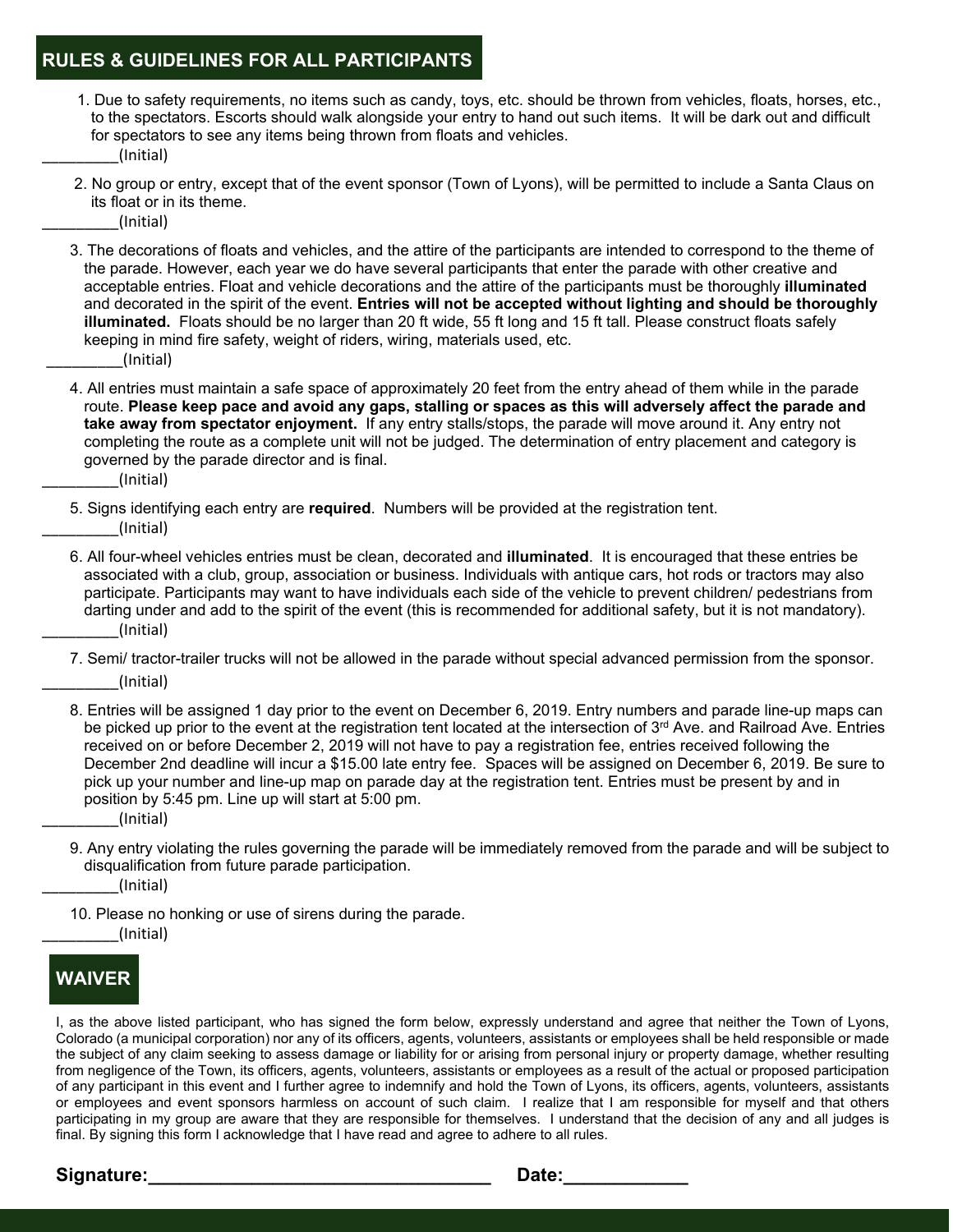## RULES & GUIDELINES FOR ALL PARTICIPANTS

1. Due to safety requirements, no items such as candy, toys, etc. should be thrown from vehicles, floats, horses, etc., to the spectators. Escorts should walk alongside your entry to hand out such items. It will be dark out and difficult for spectators to see any items being thrown from floats and vehicles.

_________(Initial)

2. No group or entry, except that of the event sponsor (Town of Lyons), will be permitted to include a Santa Claus on its float or in its theme.

_________(Initial)

3. The decorations of floats and vehicles, and the attire of the participants are intended to correspond to the theme of the parade. However, each year we do have several participants that enter the parade with other creative and acceptable entries. Float and vehicle decorations and the attire of the participants must be thoroughly **illuminated** and decorated in the spirit of the event. **Entries will not be accepted without lighting and should be thoroughly illuminated.** Floats should be no larger than 20 ft wide, 55 ft long and 15 ft tall. Please construct floats safely keeping in mind fire safety, weight of riders, wiring, materials used, etc.

_________(Initial)

4. All entries must maintain a safe space of approximately 20 feet from the entry ahead of them while in the parade route. **Please keep pace and avoid any gaps, stalling or spaces as this will adversely affect the parade and take away from spectator enjoyment.** If any entry stalls/stops, the parade will move around it. Any entry not completing the route as a complete unit will not be judged. The determination of entry placement and category is governed by the parade director and is final.

_________(Initial)

5. Signs identifying each entry are **required**. Numbers will be provided at the registration tent.

_________(Initial)

6. All four-wheel vehicles entries must be clean, decorated and **illuminated**. It is encouraged that these entries be associated with a club, group, association or business. Individuals with antique cars, hot rods or tractors may also participate. Participants may want to have individuals each side of the vehicle to prevent children/ pedestrians from darting under and add to the spirit of the event (this is recommended for additional safety, but it is not mandatory).

_________(Initial)

7. Semi/ tractor-trailer trucks will not be allowed in the parade without special advanced permission from the sponsor.

_________(Initial)

8. Entries will be assigned 1 day prior to the event on December 6, 2019. Entry numbers and parade line-up maps can be picked up prior to the event at the registration tent located at the intersection of 3rd Ave. and Railroad Ave. Entries received on or before December 2, 2019 will not have to pay a registration fee, entries received following the December 2nd deadline will incur a $15.00 late entry fee. Spaces will be assigned on December 6, 2019. Be sure to pick up your number and line-up map on parade day at the registration tent. Entries must be present by and in position by 5:45 pm. Line up will start at 5:00 pm.

_________(Initial)

9. Any entry violating the rules governing the parade will be immediately removed from the parade and will be subject to disqualification from future parade participation.

_________(Initial)

10. Please no honking or use of sirens during the parade.

_________(Initial)

## WAIVER

I, as the above listed participant, who has signed the form below, expressly understand and agree that neither the Town of Lyons, Colorado (a municipal corporation) nor any of its officers, agents, volunteers, assistants or employees shall be held responsible or made the subject of any claim seeking to assess damage or liability for or arising from personal injury or property damage, whether resulting from negligence of the Town, its officers, agents, volunteers, assistants or employees as a result of the actual or proposed participation of any participant in this event and I further agree to indemnify and hold the Town of Lyons, its officers, agents, volunteers, assistants or employees and event sponsors harmless on account of such claim. I realize that I am responsible for myself and that others participating in my group are aware that they are responsible for themselves. I understand that the decision of any and all judges is final. By signing this form I acknowledge that I have read and agree to adhere to all rules.

**Signature:**_________________________________ **Date:**____________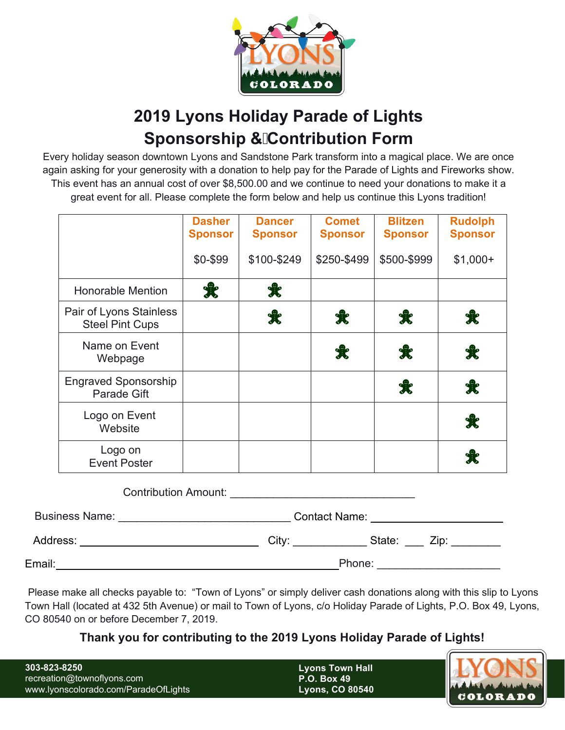# 2019 Lyons Holiday Parade of Lights
# Sponsorship & Contribution Form

Every holiday season downtown Lyons and Sandstone Park transform into a magical place. We are once again asking for your generosity with a donation to help pay for the Parade of Lights and Fireworks show. This event has an annual cost of over $8,500.00 and we continue to need your donations to make it a great event for all. Please complete the form below and help us continue this Lyons tradition!

| | Dasher Sponsor $0-$99 | Dancer Sponsor $100-$249 | Comet Sponsor $250-$499 | Blitzen Sponsor $500-$999 | Rudolph Sponsor $1,000+ |
|---|---|---|---|---|---|
| Honorable Mention | ✓ | ✓ | | | |
| Pair of Lyons Stainless Steel Pint Cups | | ✓ | ✓ | ✓ | ✓ |
| Name on Event Webpage | | | ✓ | ✓ | ✓ |
| Engraved Sponsorship Parade Gift | | | | ✓ | ✓ |
| Logo on Event Website | | | | | ✓ |
| Logo on Event Poster | | | | | ✓ |

Contribution Amount: ______________________________

Business Name: ____________________________ Contact Name: ______________________

Address: ____________________________ City: ____________ State: ___ Zip: ________

Email: ________________________________________ Phone: ____________________

Please make all checks payable to: "Town of Lyons" or simply deliver cash donations along with this slip to Lyons Town Hall (located at 432 5th Avenue) or mail to Town of Lyons, c/o Holiday Parade of Lights, P.O. Box 49, Lyons, CO 80540 on or before December 7, 2019.

**Thank you for contributing to the 2019 Lyons Holiday Parade of Lights!**

**303-823-8250**
recreation@townoflyons.com
www.lyonscolorado.com/ParadeOfLights

**Lyons Town Hall**
**P.O. Box 49**
**Lyons, CO 80540**